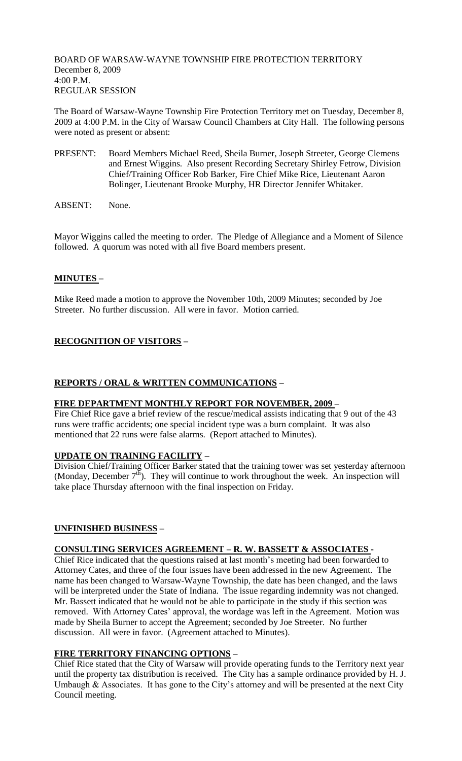BOARD OF WARSAW-WAYNE TOWNSHIP FIRE PROTECTION TERRITORY
December 8, 2009
4:00 P.M.
REGULAR SESSION

The Board of Warsaw-Wayne Township Fire Protection Territory met on Tuesday, December 8, 2009 at 4:00 P.M. in the City of Warsaw Council Chambers at City Hall. The following persons were noted as present or absent:

PRESENT: Board Members Michael Reed, Sheila Burner, Joseph Streeter, George Clemens and Ernest Wiggins. Also present Recording Secretary Shirley Fetrow, Division Chief/Training Officer Rob Barker, Fire Chief Mike Rice, Lieutenant Aaron Bolinger, Lieutenant Brooke Murphy, HR Director Jennifer Whitaker.

ABSENT: None.

Mayor Wiggins called the meeting to order. The Pledge of Allegiance and a Moment of Silence followed. A quorum was noted with all five Board members present.

**MINUTES –**

Mike Reed made a motion to approve the November 10th, 2009 Minutes; seconded by Joe Streeter. No further discussion. All were in favor. Motion carried.

**RECOGNITION OF VISITORS –**

**REPORTS / ORAL & WRITTEN COMMUNICATIONS –**

**FIRE DEPARTMENT MONTHLY REPORT FOR NOVEMBER, 2009 –**

Fire Chief Rice gave a brief review of the rescue/medical assists indicating that 9 out of the 43 runs were traffic accidents; one special incident type was a burn complaint. It was also mentioned that 22 runs were false alarms. (Report attached to Minutes).

**UPDATE ON TRAINING FACILITY –**

Division Chief/Training Officer Barker stated that the training tower was set yesterday afternoon (Monday, December 7th). They will continue to work throughout the week. An inspection will take place Thursday afternoon with the final inspection on Friday.

**UNFINISHED BUSINESS –**

**CONSULTING SERVICES AGREEMENT – R. W. BASSETT & ASSOCIATES -**

Chief Rice indicated that the questions raised at last month's meeting had been forwarded to Attorney Cates, and three of the four issues have been addressed in the new Agreement. The name has been changed to Warsaw-Wayne Township, the date has been changed, and the laws will be interpreted under the State of Indiana. The issue regarding indemnity was not changed. Mr. Bassett indicated that he would not be able to participate in the study if this section was removed. With Attorney Cates' approval, the wordage was left in the Agreement. Motion was made by Sheila Burner to accept the Agreement; seconded by Joe Streeter. No further discussion. All were in favor. (Agreement attached to Minutes).

**FIRE TERRITORY FINANCING OPTIONS –**

Chief Rice stated that the City of Warsaw will provide operating funds to the Territory next year until the property tax distribution is received. The City has a sample ordinance provided by H. J. Umbaugh & Associates. It has gone to the City's attorney and will be presented at the next City Council meeting.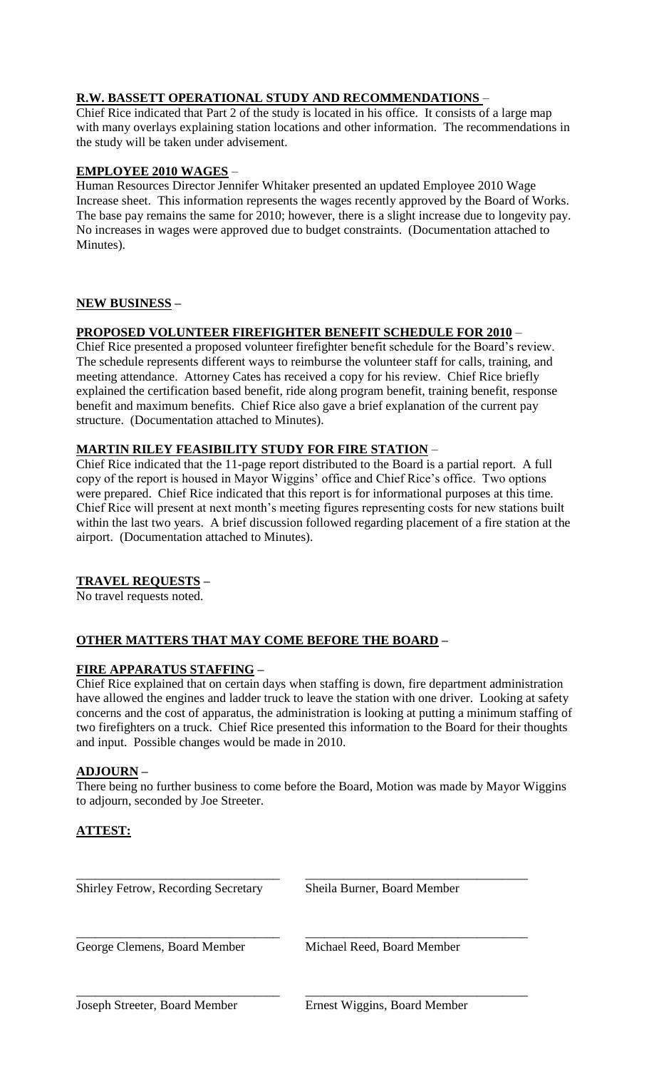**R.W. BASSETT OPERATIONAL STUDY AND RECOMMENDATIONS** –

Chief Rice indicated that Part 2 of the study is located in his office. It consists of a large map with many overlays explaining station locations and other information. The recommendations in the study will be taken under advisement.

**EMPLOYEE 2010 WAGES** –

Human Resources Director Jennifer Whitaker presented an updated Employee 2010 Wage Increase sheet. This information represents the wages recently approved by the Board of Works. The base pay remains the same for 2010; however, there is a slight increase due to longevity pay. No increases in wages were approved due to budget constraints. (Documentation attached to Minutes).

**NEW BUSINESS –**

**PROPOSED VOLUNTEER FIREFIGHTER BENEFIT SCHEDULE FOR 2010** –

Chief Rice presented a proposed volunteer firefighter benefit schedule for the Board's review. The schedule represents different ways to reimburse the volunteer staff for calls, training, and meeting attendance. Attorney Cates has received a copy for his review. Chief Rice briefly explained the certification based benefit, ride along program benefit, training benefit, response benefit and maximum benefits. Chief Rice also gave a brief explanation of the current pay structure. (Documentation attached to Minutes).

**MARTIN RILEY FEASIBILITY STUDY FOR FIRE STATION** –

Chief Rice indicated that the 11-page report distributed to the Board is a partial report. A full copy of the report is housed in Mayor Wiggins' office and Chief Rice's office. Two options were prepared. Chief Rice indicated that this report is for informational purposes at this time. Chief Rice will present at next month's meeting figures representing costs for new stations built within the last two years. A brief discussion followed regarding placement of a fire station at the airport. (Documentation attached to Minutes).

**TRAVEL REQUESTS –**

No travel requests noted.

**OTHER MATTERS THAT MAY COME BEFORE THE BOARD –**

**FIRE APPARATUS STAFFING –**

Chief Rice explained that on certain days when staffing is down, fire department administration have allowed the engines and ladder truck to leave the station with one driver. Looking at safety concerns and the cost of apparatus, the administration is looking at putting a minimum staffing of two firefighters on a truck. Chief Rice presented this information to the Board for their thoughts and input. Possible changes would be made in 2010.

**ADJOURN –**

There being no further business to come before the Board, Motion was made by Mayor Wiggins to adjourn, seconded by Joe Streeter.

**ATTEST:**

\_\_\_\_\_\_\_\_\_\_\_\_\_\_\_\_\_\_\_\_\_\_\_\_\_\_\_\_\_\_\_\_
Shirley Fetrow, Recording Secretary

\_\_\_\_\_\_\_\_\_\_\_\_\_\_\_\_\_\_\_\_\_\_\_\_\_\_\_\_\_\_\_\_
Sheila Burner, Board Member

\_\_\_\_\_\_\_\_\_\_\_\_\_\_\_\_\_\_\_\_\_\_\_\_\_\_\_\_\_\_\_\_
George Clemens, Board Member

\_\_\_\_\_\_\_\_\_\_\_\_\_\_\_\_\_\_\_\_\_\_\_\_\_\_\_\_\_\_\_\_
Michael Reed, Board Member

\_\_\_\_\_\_\_\_\_\_\_\_\_\_\_\_\_\_\_\_\_\_\_\_\_\_\_\_\_\_\_\_
Joseph Streeter, Board Member

\_\_\_\_\_\_\_\_\_\_\_\_\_\_\_\_\_\_\_\_\_\_\_\_\_\_\_\_\_\_\_\_
Ernest Wiggins, Board Member